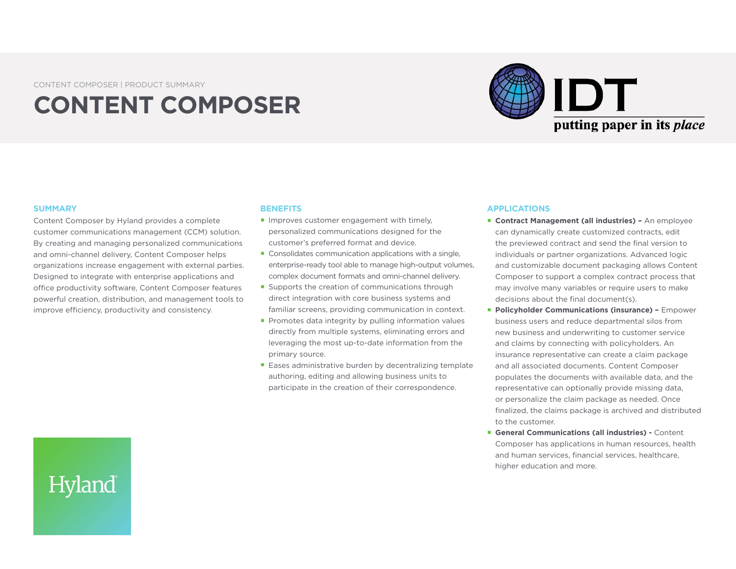CONTENT COMPOSER | PRODUCT SUMMARY

# CONTENT COMPOSER

IDT
putting paper in its *place*

## SUMMARY

Content Composer by Hyland provides a complete customer communications management (CCM) solution. By creating and managing personalized communications and omni-channel delivery, Content Composer helps organizations increase engagement with external parties. Designed to integrate with enterprise applications and office productivity software, Content Composer features powerful creation, distribution, and management tools to improve efficiency, productivity and consistency.

## BENEFITS

- Improves customer engagement with timely, personalized communications designed for the customer's preferred format and device.
- Consolidates communication applications with a single, enterprise-ready tool able to manage high-output volumes, complex document formats and omni-channel delivery.
- Supports the creation of communications through direct integration with core business systems and familiar screens, providing communication in context.
- Promotes data integrity by pulling information values directly from multiple systems, eliminating errors and leveraging the most up-to-date information from the primary source.
- Eases administrative burden by decentralizing template authoring, editing and allowing business units to participate in the creation of their correspondence.

## APPLICATIONS

- **Contract Management (all industries) –** An employee can dynamically create customized contracts, edit the previewed contract and send the final version to individuals or partner organizations. Advanced logic and customizable document packaging allows Content Composer to support a complex contract process that may involve many variables or require users to make decisions about the final document(s).
- **Policyholder Communications (insurance) –** Empower business users and reduce departmental silos from new business and underwriting to customer service and claims by connecting with policyholders. An insurance representative can create a claim package and all associated documents. Content Composer populates the documents with available data, and the representative can optionally provide missing data, or personalize the claim package as needed. Once finalized, the claims package is archived and distributed to the customer.
- **General Communications (all industries) -** Content Composer has applications in human resources, health and human services, financial services, healthcare, higher education and more.

Hyland®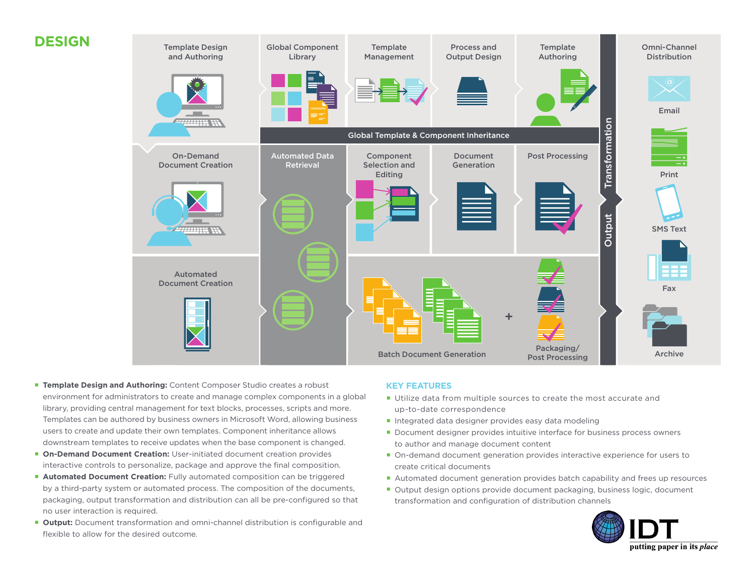# DESIGN

Template Design and Authoring

Global Component Library

Template Management

Process and Output Design

Template Authoring

Global Template & Component Inheritance

On-Demand Document Creation

Automated Data Retrieval

Component Selection and Editing

Document Generation

Post Processing

Automated Document Creation

Batch Document Generation

+

Packaging/ Post Processing

Transformation

Output

Omni-Channel Distribution

Email

Print

SMS Text

Fax

Archive

- **Template Design and Authoring:** Content Composer Studio creates a robust environment for administrators to create and manage complex components in a global library, providing central management for text blocks, processes, scripts and more. Templates can be authored by business owners in Microsoft Word, allowing business users to create and update their own templates. Component inheritance allows downstream templates to receive updates when the base component is changed.
- **On-Demand Document Creation:** User-initiated document creation provides interactive controls to personalize, package and approve the final composition.
- **Automated Document Creation:** Fully automated composition can be triggered by a third-party system or automated process. The composition of the documents, packaging, output transformation and distribution can all be pre-configured so that no user interaction is required.
- **Output:** Document transformation and omni-channel distribution is configurable and flexible to allow for the desired outcome.

## KEY FEATURES

- Utilize data from multiple sources to create the most accurate and up-to-date correspondence
- Integrated data designer provides easy data modeling
- Document designer provides intuitive interface for business process owners to author and manage document content
- On-demand document generation provides interactive experience for users to create critical documents
- Automated document generation provides batch capability and frees up resources
- Output design options provide document packaging, business logic, document transformation and configuration of distribution channels

IDT

putting paper in its *place*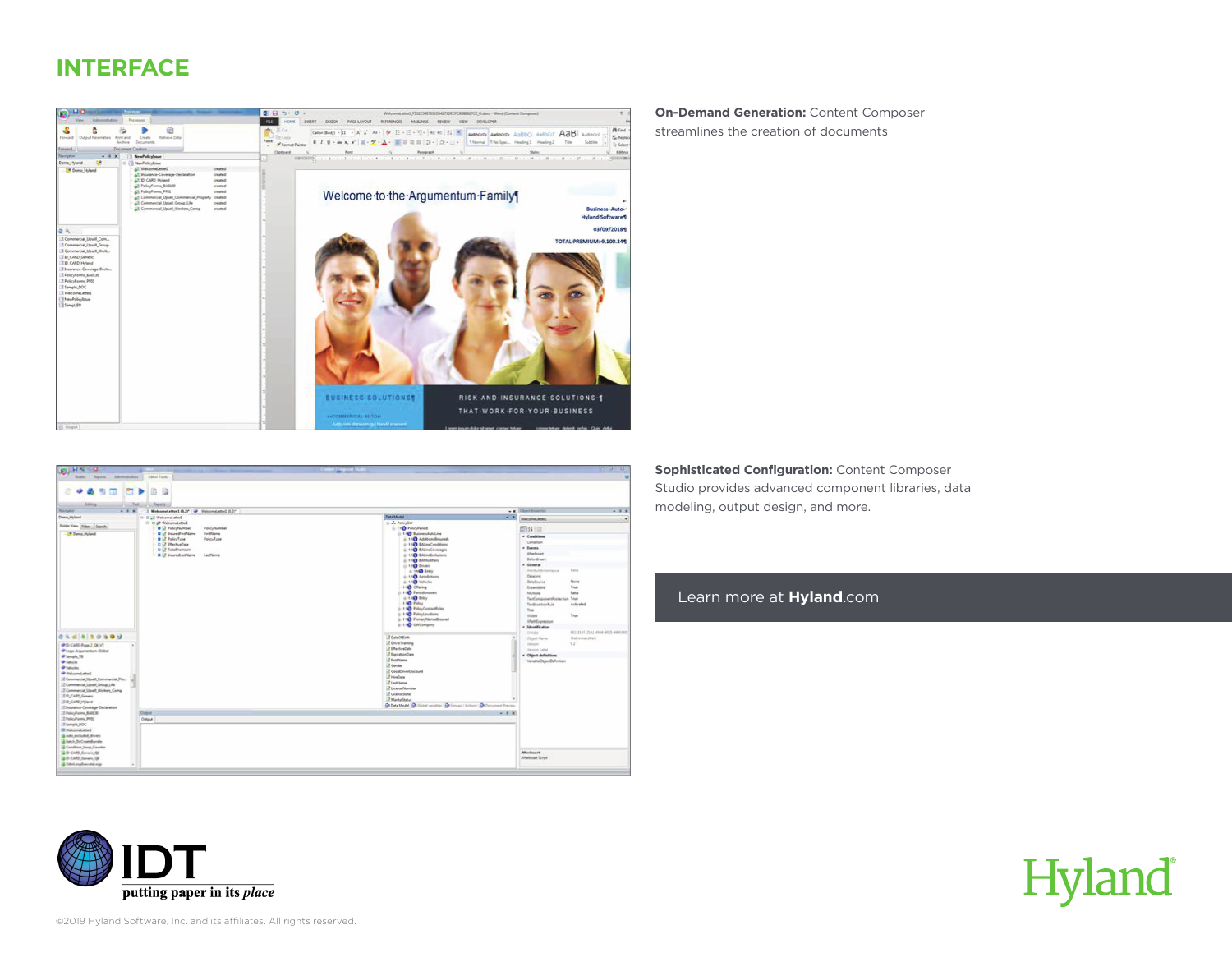## INTERFACE

**On-Demand Generation:** Content Composer streamlines the creation of documents

**Sophisticated Configuration:** Content Composer Studio provides advanced component libraries, data modeling, output design, and more.

Learn more at **Hyland**.com

IDT putting paper in its *place*

Hyland

©2019 Hyland Software, Inc. and its affiliates. All rights reserved.